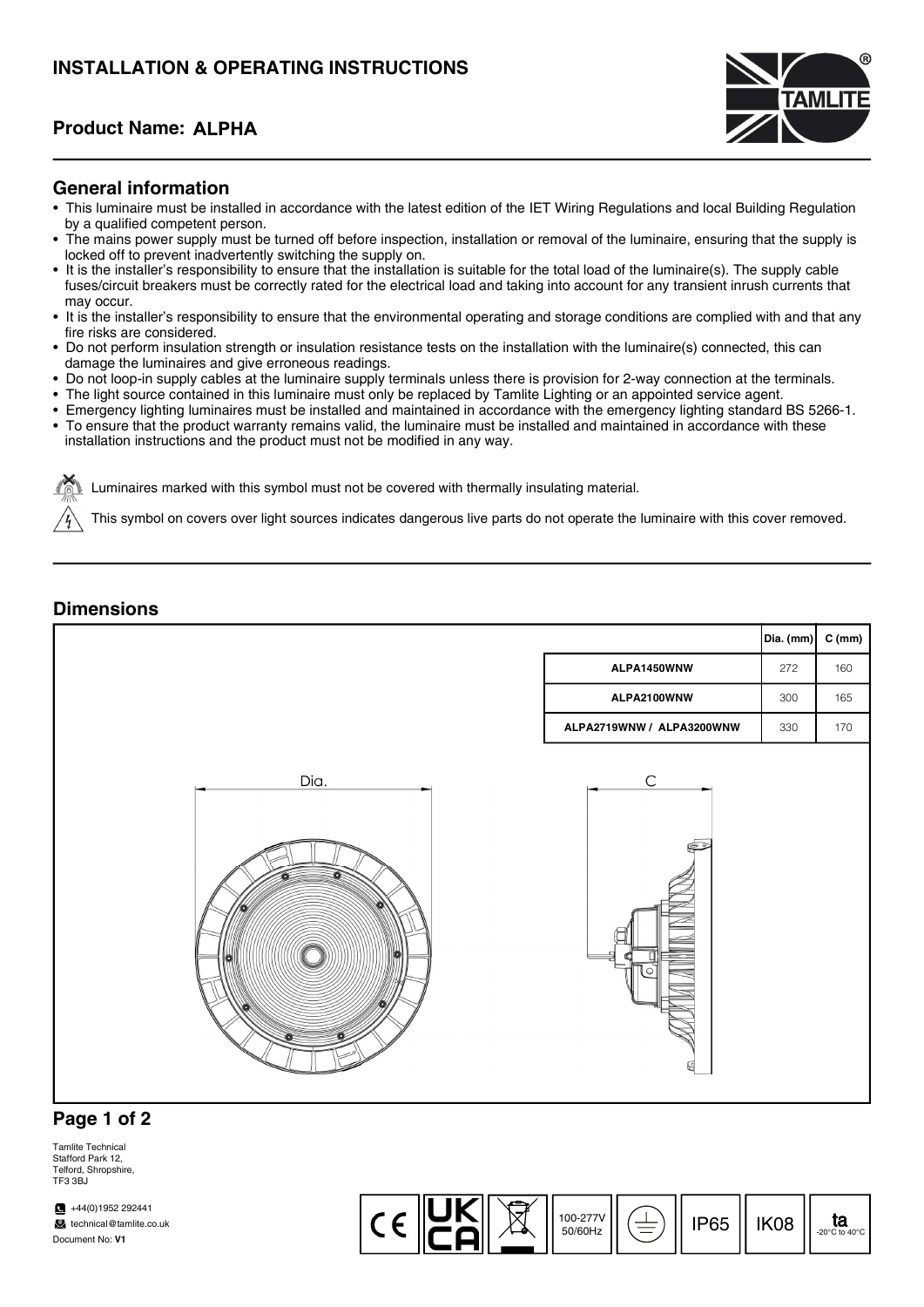# INSTALLATION & OPERATING INSTRUCTIONS

## Product Name: ALPHA

## General information

- This luminaire must be installed in accordance with the latest edition of the IET Wiring Regulations and local Building Regulation by a qualified competent person.
- The mains power supply must be turned off before inspection, installation or removal of the luminaire, ensuring that the supply is locked off to prevent inadvertently switching the supply on.
- It is the installer's responsibility to ensure that the installation is suitable for the total load of the luminaire(s). The supply cable fuses/circuit breakers must be correctly rated for the electrical load and taking into account for any transient inrush currents that may occur.
- It is the installer's responsibility to ensure that the environmental operating and storage conditions are complied with and that any fire risks are considered.
- Do not perform insulation strength or insulation resistance tests on the installation with the luminaire(s) connected, this can damage the luminaires and give erroneous readings.
- Do not loop-in supply cables at the luminaire supply terminals unless there is provision for 2-way connection at the terminals.
- The light source contained in this luminaire must only be replaced by Tamlite Lighting or an appointed service agent.
- Emergency lighting luminaires must be installed and maintained in accordance with the emergency lighting standard BS 5266-1.
- To ensure that the product warranty remains valid, the luminaire must be installed and maintained in accordance with these installation instructions and the product must not be modified in any way.

Luminaires marked with this symbol must not be covered with thermally insulating material.

This symbol on covers over light sources indicates dangerous live parts do not operate the luminaire with this cover removed.

## Dimensions

| | Dia. (mm) | C (mm) |
|---|---|---|
| ALPA1450WNW | 272 | 160 |
| ALPA2100WNW | 300 | 165 |
| ALPA2719WNW / ALPA3200WNW | 330 | 170 |

Dia.

C

Tamlite Technical
Stafford Park 12,
Telford, Shropshire,
TF3 3BJ

+44(0)1952 292441
technical@tamlite.co.uk
Document No: **V1**

CE | UKCA | 100-277V 50/60Hz | IP65 | IK08 | ta -20°C to 40°C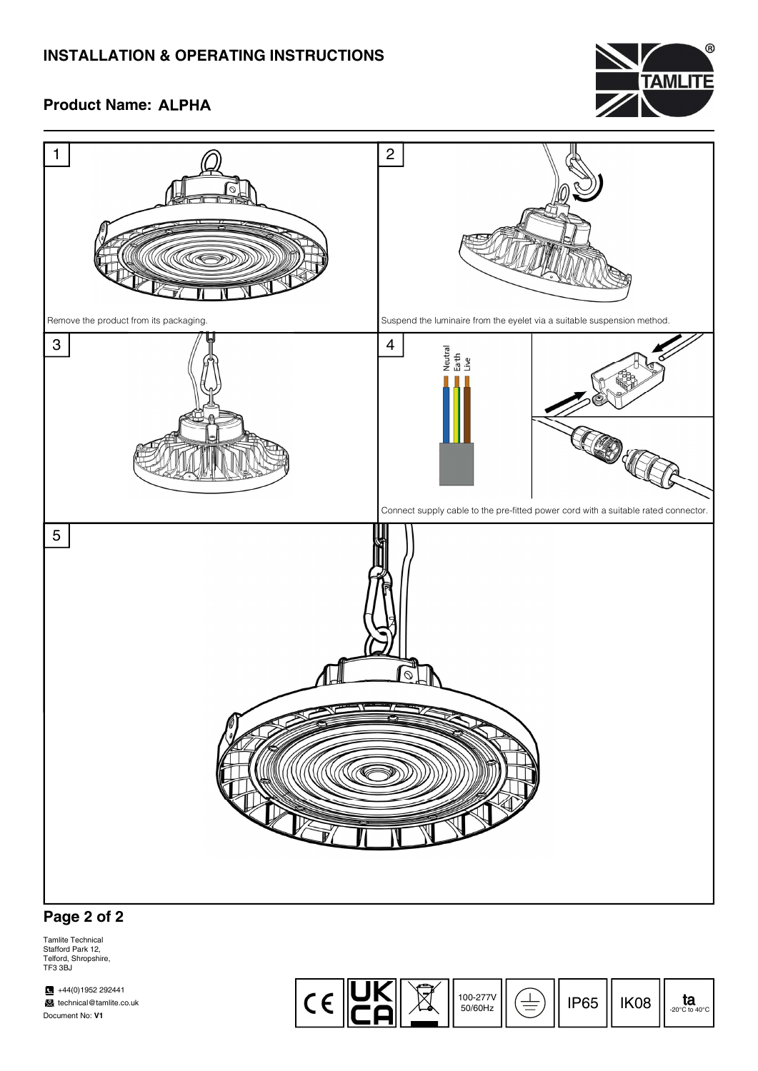# INSTALLATION & OPERATING INSTRUCTIONS

## Product Name: ALPHA

1

Remove the product from its packaging.

2

Suspend the luminaire from the eyelet via a suitable suspension method.

3

4

Neutral
Earth
Live

Connect supply cable to the pre-fitted power cord with a suitable rated connector.

5

Tamlite Technical
Stafford Park 12,
Telford, Shropshire,
TF3 3BJ

+44(0)1952 292441
technical@tamlite.co.uk
Document No: **V1**

CE | UKCA | 100-277V 50/60Hz | IP65 | IK08 | ta -20°C to 40°C